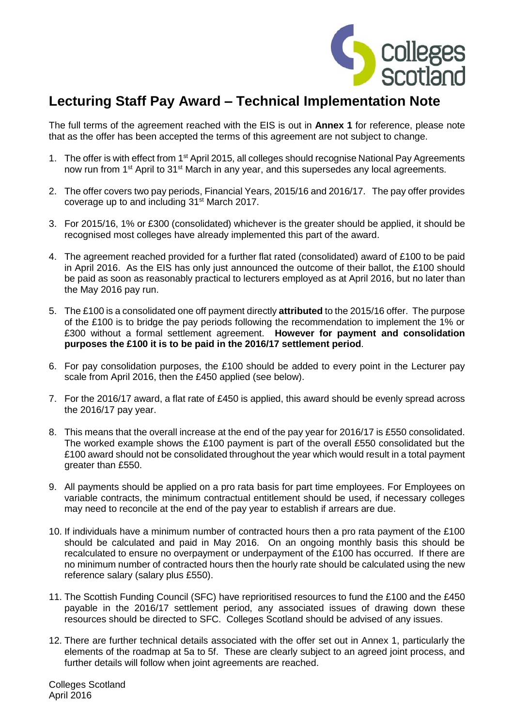# Lecturing Staff Pay Award – Technical Implementation Note

The full terms of the agreement reached with the EIS is out in **Annex 1** for reference, please note that as the offer has been accepted the terms of this agreement are not subject to change.

1. The offer is with effect from 1st April 2015, all colleges should recognise National Pay Agreements now run from 1st April to 31st March in any year, and this supersedes any local agreements.

2. The offer covers two pay periods, Financial Years, 2015/16 and 2016/17. The pay offer provides coverage up to and including 31st March 2017.

3. For 2015/16, 1% or £300 (consolidated) whichever is the greater should be applied, it should be recognised most colleges have already implemented this part of the award.

4. The agreement reached provided for a further flat rated (consolidated) award of £100 to be paid in April 2016. As the EIS has only just announced the outcome of their ballot, the £100 should be paid as soon as reasonably practical to lecturers employed as at April 2016, but no later than the May 2016 pay run.

5. The £100 is a consolidated one off payment directly **attributed** to the 2015/16 offer. The purpose of the £100 is to bridge the pay periods following the recommendation to implement the 1% or £300 without a formal settlement agreement. **However for payment and consolidation purposes the £100 it is to be paid in the 2016/17 settlement period**.

6. For pay consolidation purposes, the £100 should be added to every point in the Lecturer pay scale from April 2016, then the £450 applied (see below).

7. For the 2016/17 award, a flat rate of £450 is applied, this award should be evenly spread across the 2016/17 pay year.

8. This means that the overall increase at the end of the pay year for 2016/17 is £550 consolidated. The worked example shows the £100 payment is part of the overall £550 consolidated but the £100 award should not be consolidated throughout the year which would result in a total payment greater than £550.

9. All payments should be applied on a pro rata basis for part time employees. For Employees on variable contracts, the minimum contractual entitlement should be used, if necessary colleges may need to reconcile at the end of the pay year to establish if arrears are due.

10. If individuals have a minimum number of contracted hours then a pro rata payment of the £100 should be calculated and paid in May 2016. On an ongoing monthly basis this should be recalculated to ensure no overpayment or underpayment of the £100 has occurred. If there are no minimum number of contracted hours then the hourly rate should be calculated using the new reference salary (salary plus £550).

11. The Scottish Funding Council (SFC) have reprioritised resources to fund the £100 and the £450 payable in the 2016/17 settlement period, any associated issues of drawing down these resources should be directed to SFC. Colleges Scotland should be advised of any issues.

12. There are further technical details associated with the offer set out in Annex 1, particularly the elements of the roadmap at 5a to 5f. These are clearly subject to an agreed joint process, and further details will follow when joint agreements are reached.

Colleges Scotland
April 2016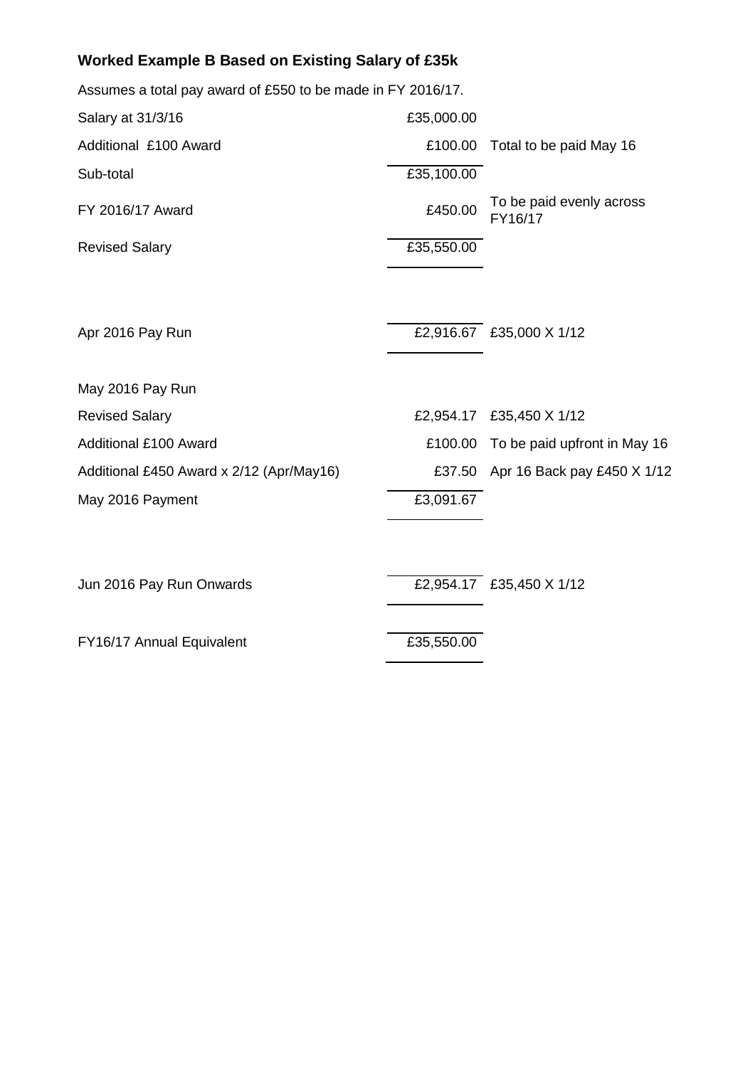**Worked Example B Based on Existing Salary of £35k**

Assumes a total pay award of £550 to be made in FY 2016/17.

| | | |
|---|---|---|
| Salary at 31/3/16 | £35,000.00 | |
| Additional £100 Award | £100.00 | Total to be paid May 16 |
| Sub-total | £35,100.00 | |
| FY 2016/17 Award | £450.00 | To be paid evenly across FY16/17 |
| Revised Salary | £35,550.00 | |
| | | |
| Apr 2016 Pay Run | £2,916.67 | £35,000 X 1/12 |
| | | |
| May 2016 Pay Run | | |
| Revised Salary | £2,954.17 | £35,450 X 1/12 |
| Additional £100 Award | £100.00 | To be paid upfront in May 16 |
| Additional £450 Award x 2/12 (Apr/May16) | £37.50 | Apr 16 Back pay £450 X 1/12 |
| May 2016 Payment | £3,091.67 | |
| | | |
| Jun 2016 Pay Run Onwards | £2,954.17 | £35,450 X 1/12 |
| | | |
| FY16/17 Annual Equivalent | £35,550.00 | |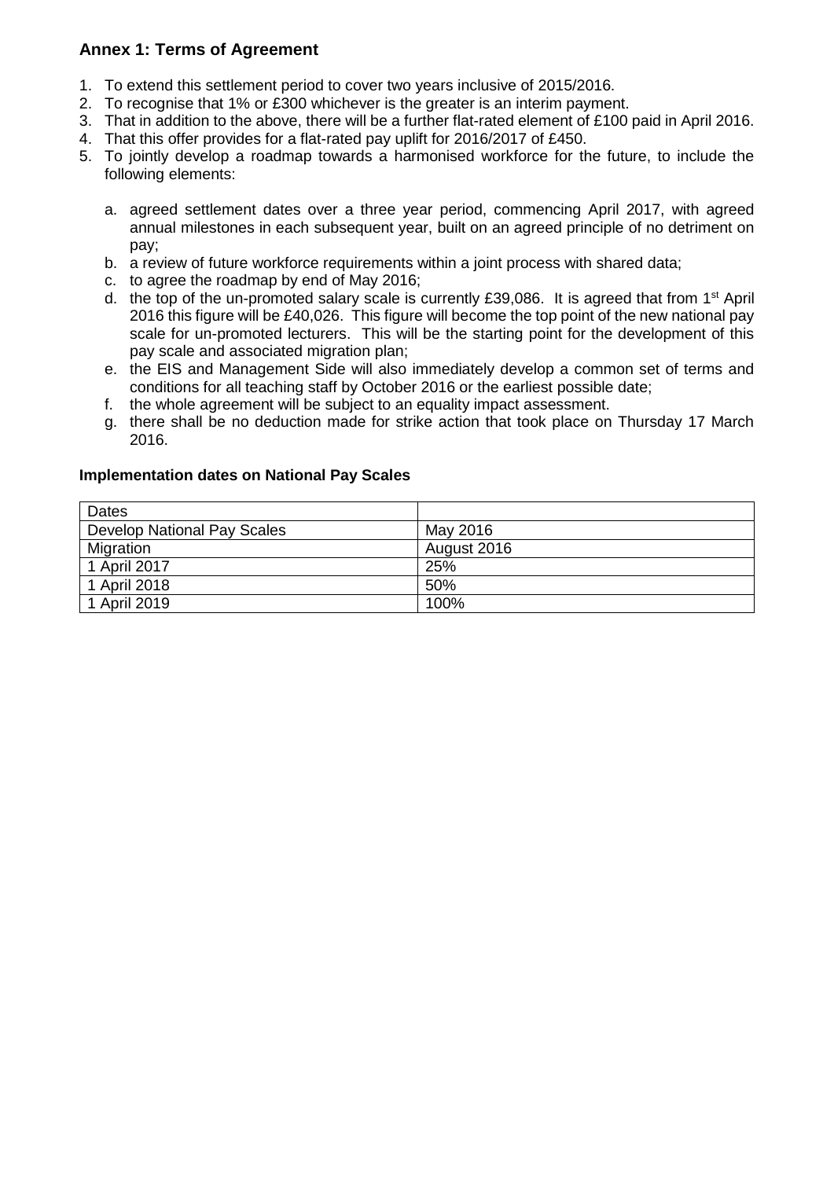## Annex 1: Terms of Agreement

1. To extend this settlement period to cover two years inclusive of 2015/2016.
2. To recognise that 1% or £300 whichever is the greater is an interim payment.
3. That in addition to the above, there will be a further flat-rated element of £100 paid in April 2016.
4. That this offer provides for a flat-rated pay uplift for 2016/2017 of £450.
5. To jointly develop a roadmap towards a harmonised workforce for the future, to include the following elements:

   a. agreed settlement dates over a three year period, commencing April 2017, with agreed annual milestones in each subsequent year, built on an agreed principle of no detriment on pay;
   b. a review of future workforce requirements within a joint process with shared data;
   c. to agree the roadmap by end of May 2016;
   d. the top of the un-promoted salary scale is currently £39,086. It is agreed that from 1st April 2016 this figure will be £40,026. This figure will become the top point of the new national pay scale for un-promoted lecturers. This will be the starting point for the development of this pay scale and associated migration plan;
   e. the EIS and Management Side will also immediately develop a common set of terms and conditions for all teaching staff by October 2016 or the earliest possible date;
   f. the whole agreement will be subject to an equality impact assessment.
   g. there shall be no deduction made for strike action that took place on Thursday 17 March 2016.

**Implementation dates on National Pay Scales**

| Dates | |
|---|---|
| Develop National Pay Scales | May 2016 |
| Migration | August 2016 |
| 1 April 2017 | 25% |
| 1 April 2018 | 50% |
| 1 April 2019 | 100% |